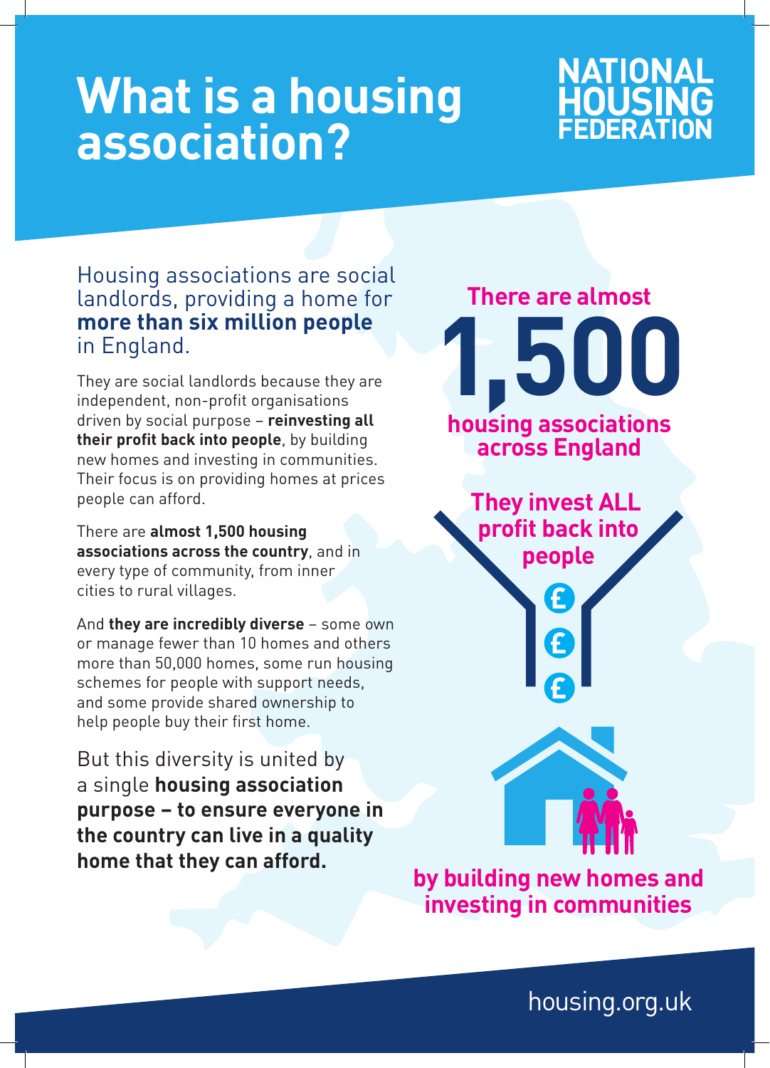# What is a housing association?

NATIONAL HOUSING FEDERATION

Housing associations are social landlords, providing a home for **more than six million people** in England.

They are social landlords because they are independent, non-profit organisations driven by social purpose – **reinvesting all their profit back into people**, by building new homes and investing in communities. Their focus is on providing homes at prices people can afford.

There are **almost 1,500 housing associations across the country**, and in every type of community, from inner cities to rural villages.

And **they are incredibly diverse** – some own or manage fewer than 10 homes and others more than 50,000 homes, some run housing schemes for people with support needs, and some provide shared ownership to help people buy their first home.

But this diversity is united by a single **housing association purpose – to ensure everyone in the country can live in a quality home that they can afford.**

**There are almost**

# 1,500

**housing associations across England**

**They invest ALL profit back into people**

**by building new homes and investing in communities**

housing.org.uk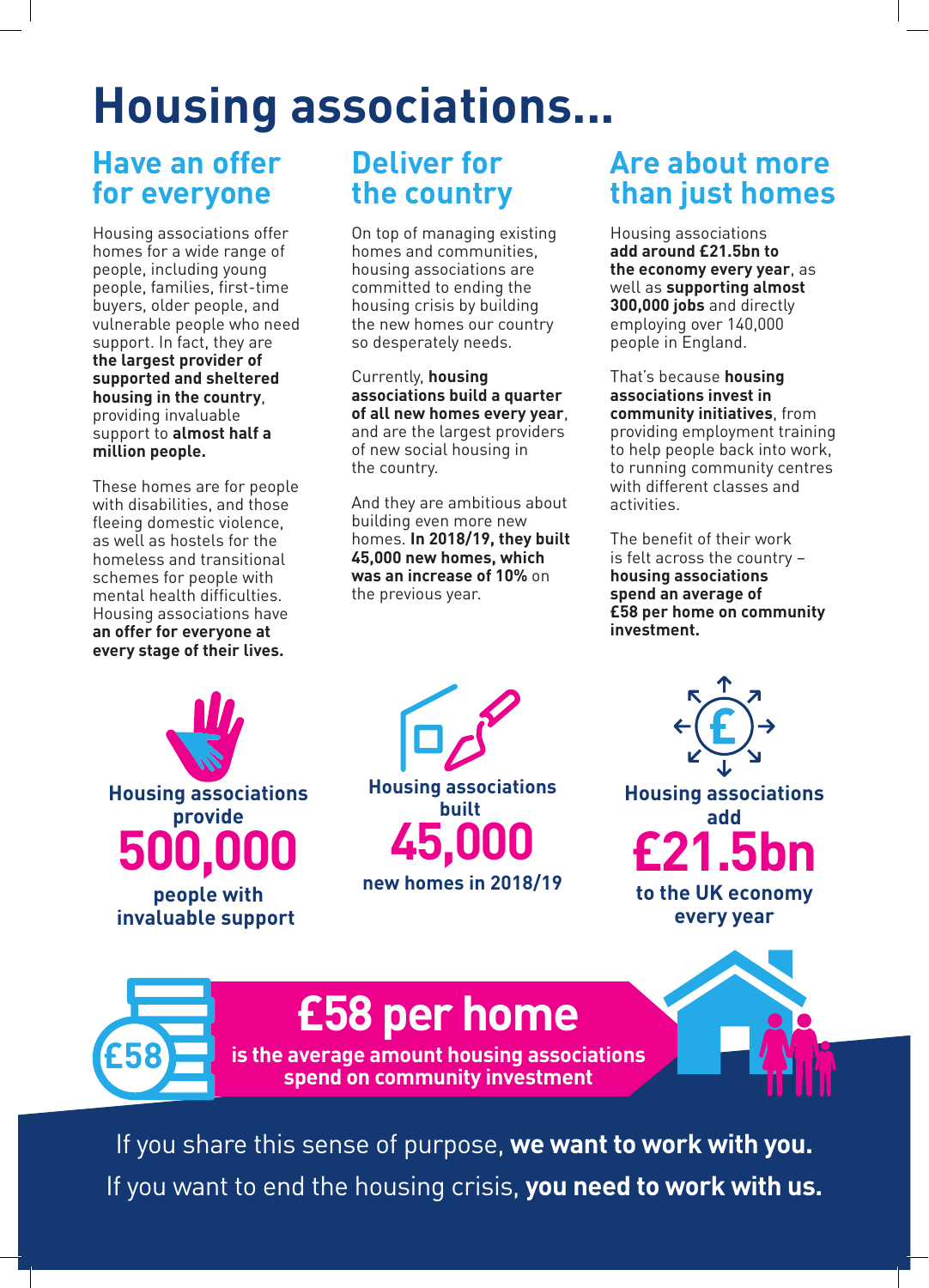# Housing associations...

## Have an offer for everyone

Housing associations offer homes for a wide range of people, including young people, families, first-time buyers, older people, and vulnerable people who need support. In fact, they are **the largest provider of supported and sheltered housing in the country**, providing invaluable support to **almost half a million people.**

These homes are for people with disabilities, and those fleeing domestic violence, as well as hostels for the homeless and transitional schemes for people with mental health difficulties. Housing associations have **an offer for everyone at every stage of their lives.**

## Deliver for the country

On top of managing existing homes and communities, housing associations are committed to ending the housing crisis by building the new homes our country so desperately needs.

Currently, **housing associations build a quarter of all new homes every year**, and are the largest providers of new social housing in the country.

And they are ambitious about building even more new homes. **In 2018/19, they built 45,000 new homes, which was an increase of 10%** on the previous year.

## Are about more than just homes

Housing associations **add around £21.5bn to the economy every year**, as well as **supporting almost 300,000 jobs** and directly employing over 140,000 people in England.

That's because **housing associations invest in community initiatives**, from providing employment training to help people back into work, to running community centres with different classes and activities.

The benefit of their work is felt across the country – **housing associations spend an average of £58 per home on community investment.**

**Housing associations provide**
**500,000**
**people with invaluable support**

**Housing associations built**
**45,000**
**new homes in 2018/19**

**Housing associations add**
**£21.5bn**
**to the UK economy every year**

£58

**£58 per home**
**is the average amount housing associations spend on community investment**

If you share this sense of purpose, **we want to work with you.**
If you want to end the housing crisis, **you need to work with us.**